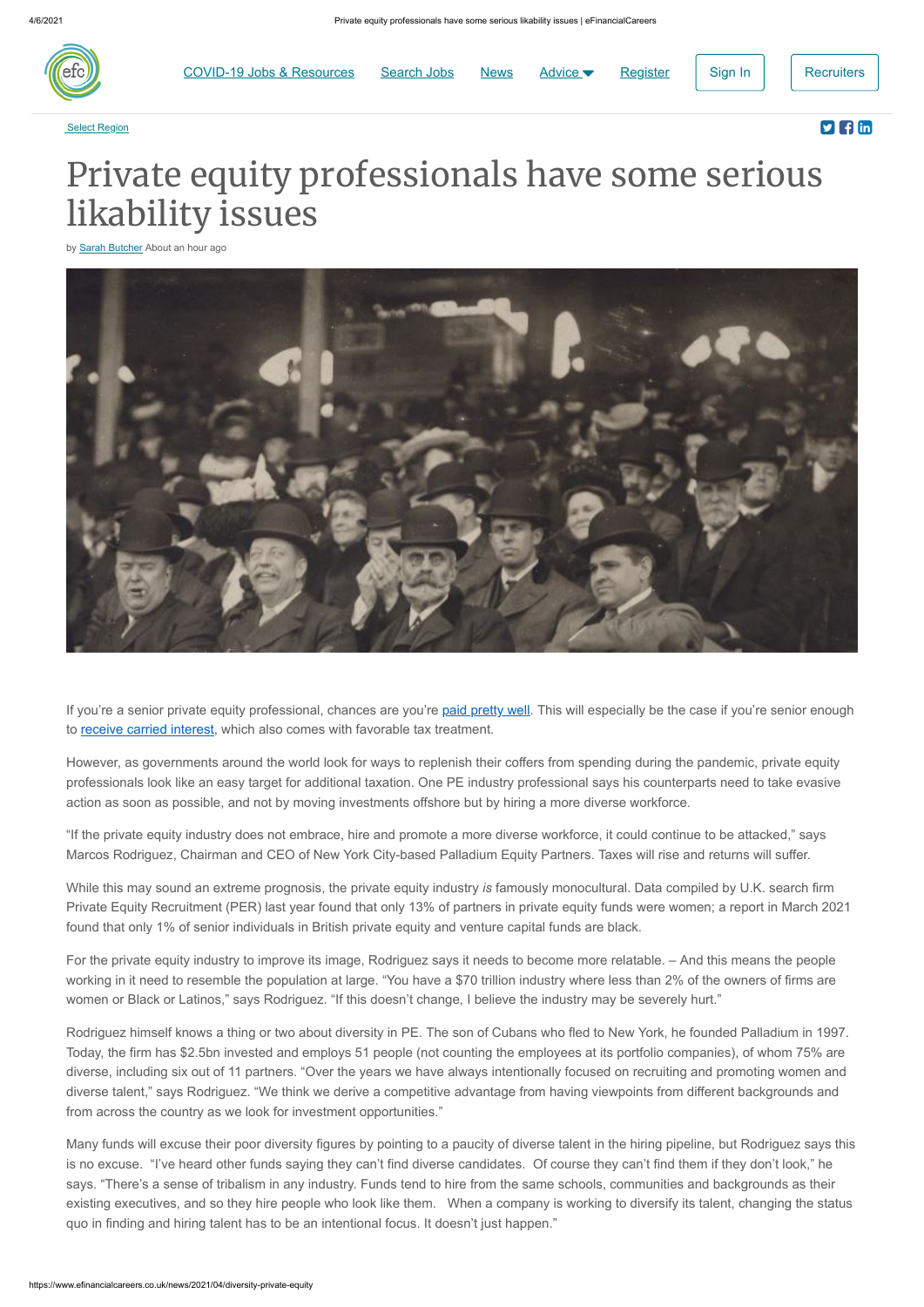# Private equity professionals have some serious likability issues

by Sarah Butcher About an hour ago

If you're a senior private equity professional, chances are you're paid pretty well. This will especially be the case if you're senior enough to receive carried interest, which also comes with favorable tax treatment.

However, as governments around the world look for ways to replenish their coffers from spending during the pandemic, private equity professionals look like an easy target for additional taxation. One PE industry professional says his counterparts need to take evasive action as soon as possible, and not by moving investments offshore but by hiring a more diverse workforce.

"If the private equity industry does not embrace, hire and promote a more diverse workforce, it could continue to be attacked," says Marcos Rodriguez, Chairman and CEO of New York City-based Palladium Equity Partners. Taxes will rise and returns will suffer.

While this may sound an extreme prognosis, the private equity industry *is* famously monocultural. Data compiled by U.K. search firm Private Equity Recruitment (PER) last year found that only 13% of partners in private equity funds were women; a report in March 2021 found that only 1% of senior individuals in British private equity and venture capital funds are black.

For the private equity industry to improve its image, Rodriguez says it needs to become more relatable. – And this means the people working in it need to resemble the population at large. "You have a $70 trillion industry where less than 2% of the owners of firms are women or Black or Latinos," says Rodriguez. "If this doesn't change, I believe the industry may be severely hurt."

Rodriguez himself knows a thing or two about diversity in PE. The son of Cubans who fled to New York, he founded Palladium in 1997. Today, the firm has $2.5bn invested and employs 51 people (not counting the employees at its portfolio companies), of whom 75% are diverse, including six out of 11 partners. "Over the years we have always intentionally focused on recruiting and promoting women and diverse talent," says Rodriguez. "We think we derive a competitive advantage from having viewpoints from different backgrounds and from across the country as we look for investment opportunities."

Many funds will excuse their poor diversity figures by pointing to a paucity of diverse talent in the hiring pipeline, but Rodriguez says this is no excuse. "I've heard other funds saying they can't find diverse candidates. Of course they can't find them if they don't look," he says. "There's a sense of tribalism in any industry. Funds tend to hire from the same schools, communities and backgrounds as their existing executives, and so they hire people who look like them. When a company is working to diversify its talent, changing the status quo in finding and hiring talent has to be an intentional focus. It doesn't just happen."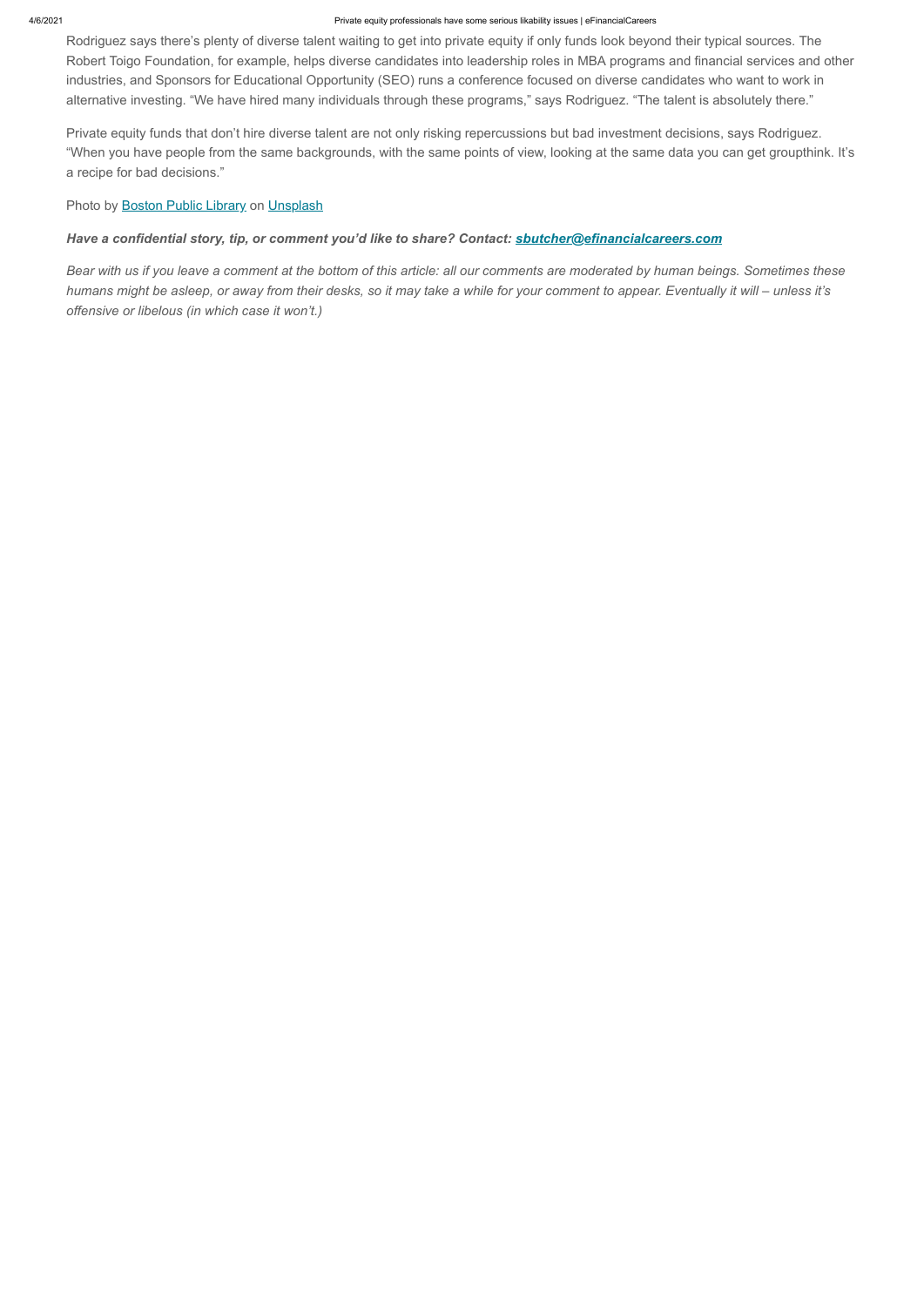Rodriguez says there's plenty of diverse talent waiting to get into private equity if only funds look beyond their typical sources. The Robert Toigo Foundation, for example, helps diverse candidates into leadership roles in MBA programs and financial services and other industries, and Sponsors for Educational Opportunity (SEO) runs a conference focused on diverse candidates who want to work in alternative investing. "We have hired many individuals through these programs," says Rodriguez. "The talent is absolutely there."

Private equity funds that don't hire diverse talent are not only risking repercussions but bad investment decisions, says Rodriguez. "When you have people from the same backgrounds, with the same points of view, looking at the same data you can get groupthink. It's a recipe for bad decisions."

Photo by [Boston Public Library](https://unsplash.com/@bostonpubliclibrary) on [Unsplash](https://unsplash.com/)

***Have a confidential story, tip, or comment you'd like to share? Contact: [sbutcher@efinancialcareers.com](mailto:sbutcher@efinancialcareers.com)***

*Bear with us if you leave a comment at the bottom of this article: all our comments are moderated by human beings. Sometimes these humans might be asleep, or away from their desks, so it may take a while for your comment to appear. Eventually it will – unless it's offensive or libelous (in which case it won't.)*